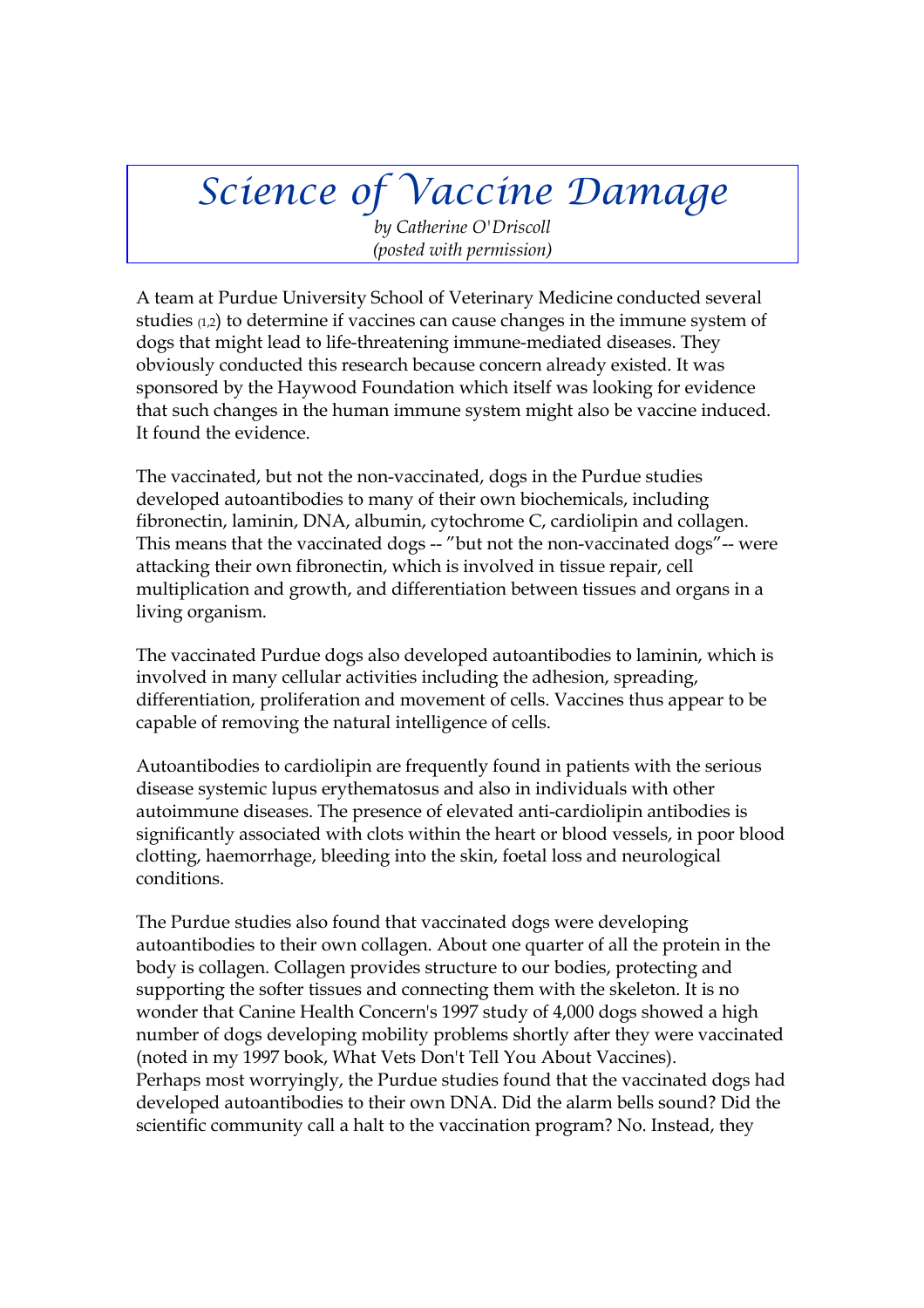# Science of Vaccine Damage

*by Catherine O'Driscoll*
*(posted with permission)*

A team at Purdue University School of Veterinary Medicine conducted several studies [1,2] to determine if vaccines can cause changes in the immune system of dogs that might lead to life-threatening immune-mediated diseases. They obviously conducted this research because concern already existed. It was sponsored by the Haywood Foundation which itself was looking for evidence that such changes in the human immune system might also be vaccine induced. It found the evidence.

The vaccinated, but not the non-vaccinated, dogs in the Purdue studies developed autoantibodies to many of their own biochemicals, including fibronectin, laminin, DNA, albumin, cytochrome C, cardiolipin and collagen. This means that the vaccinated dogs -- "but not the non-vaccinated dogs"-- were attacking their own fibronectin, which is involved in tissue repair, cell multiplication and growth, and differentiation between tissues and organs in a living organism.

The vaccinated Purdue dogs also developed autoantibodies to laminin, which is involved in many cellular activities including the adhesion, spreading, differentiation, proliferation and movement of cells. Vaccines thus appear to be capable of removing the natural intelligence of cells.

Autoantibodies to cardiolipin are frequently found in patients with the serious disease systemic lupus erythematosus and also in individuals with other autoimmune diseases. The presence of elevated anti-cardiolipin antibodies is significantly associated with clots within the heart or blood vessels, in poor blood clotting, haemorrhage, bleeding into the skin, foetal loss and neurological conditions.

The Purdue studies also found that vaccinated dogs were developing autoantibodies to their own collagen. About one quarter of all the protein in the body is collagen. Collagen provides structure to our bodies, protecting and supporting the softer tissues and connecting them with the skeleton. It is no wonder that Canine Health Concern's 1997 study of 4,000 dogs showed a high number of dogs developing mobility problems shortly after they were vaccinated (noted in my 1997 book, What Vets Don't Tell You About Vaccines).
Perhaps most worryingly, the Purdue studies found that the vaccinated dogs had developed autoantibodies to their own DNA. Did the alarm bells sound? Did the scientific community call a halt to the vaccination program? No. Instead, they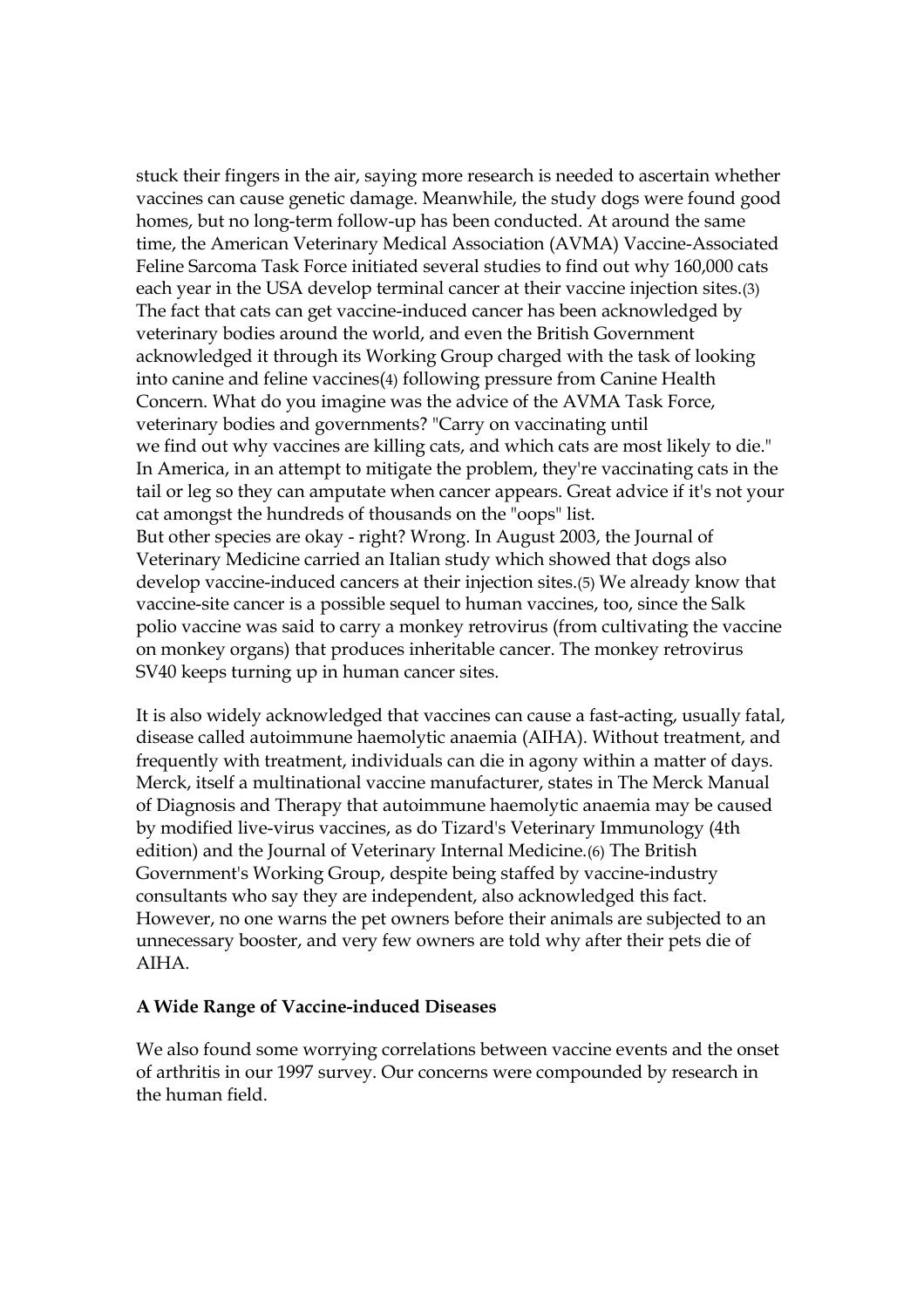stuck their fingers in the air, saying more research is needed to ascertain whether vaccines can cause genetic damage. Meanwhile, the study dogs were found good homes, but no long-term follow-up has been conducted. At around the same time, the American Veterinary Medical Association (AVMA) Vaccine-Associated Feline Sarcoma Task Force initiated several studies to find out why 160,000 cats each year in the USA develop terminal cancer at their vaccine injection sites.(3) The fact that cats can get vaccine-induced cancer has been acknowledged by veterinary bodies around the world, and even the British Government acknowledged it through its Working Group charged with the task of looking into canine and feline vaccines(4) following pressure from Canine Health Concern. What do you imagine was the advice of the AVMA Task Force, veterinary bodies and governments? "Carry on vaccinating until we find out why vaccines are killing cats, and which cats are most likely to die." In America, in an attempt to mitigate the problem, they're vaccinating cats in the tail or leg so they can amputate when cancer appears. Great advice if it's not your cat amongst the hundreds of thousands on the "oops" list.
But other species are okay - right? Wrong. In August 2003, the Journal of Veterinary Medicine carried an Italian study which showed that dogs also develop vaccine-induced cancers at their injection sites.(5) We already know that vaccine-site cancer is a possible sequel to human vaccines, too, since the Salk polio vaccine was said to carry a monkey retrovirus (from cultivating the vaccine on monkey organs) that produces inheritable cancer. The monkey retrovirus SV40 keeps turning up in human cancer sites.

It is also widely acknowledged that vaccines can cause a fast-acting, usually fatal, disease called autoimmune haemolytic anaemia (AIHA). Without treatment, and frequently with treatment, individuals can die in agony within a matter of days. Merck, itself a multinational vaccine manufacturer, states in The Merck Manual of Diagnosis and Therapy that autoimmune haemolytic anaemia may be caused by modified live-virus vaccines, as do Tizard's Veterinary Immunology (4th edition) and the Journal of Veterinary Internal Medicine.(6) The British Government's Working Group, despite being staffed by vaccine-industry consultants who say they are independent, also acknowledged this fact. However, no one warns the pet owners before their animals are subjected to an unnecessary booster, and very few owners are told why after their pets die of AIHA.

**A Wide Range of Vaccine-induced Diseases**

We also found some worrying correlations between vaccine events and the onset of arthritis in our 1997 survey. Our concerns were compounded by research in the human field.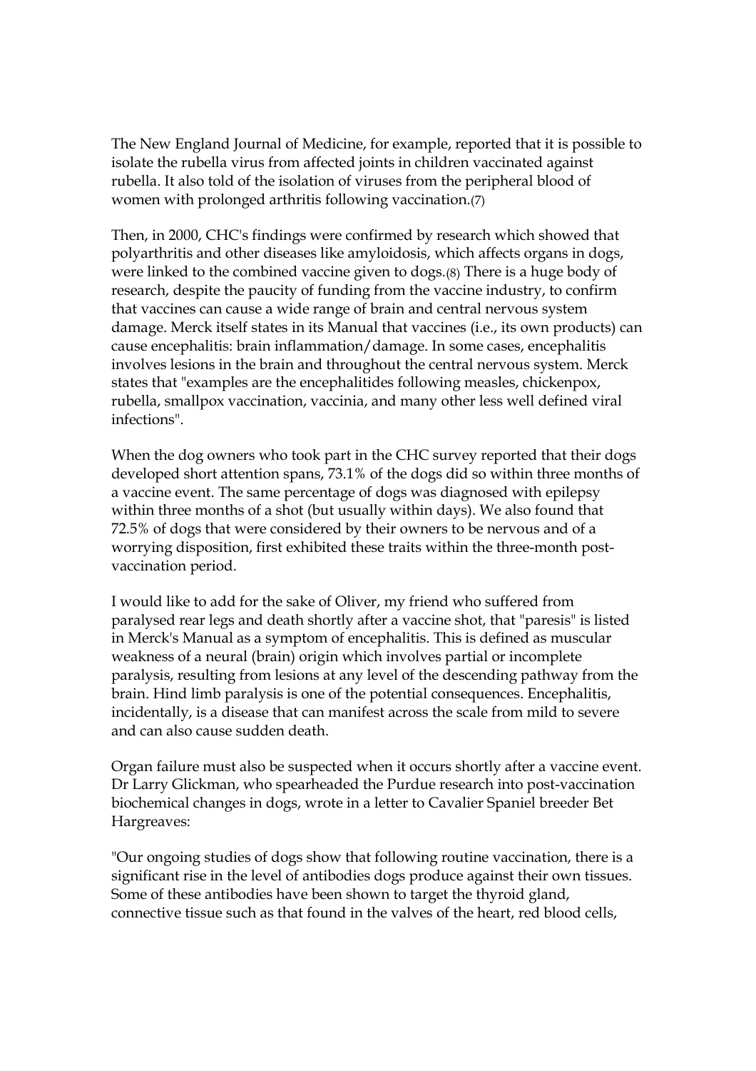The New England Journal of Medicine, for example, reported that it is possible to isolate the rubella virus from affected joints in children vaccinated against rubella. It also told of the isolation of viruses from the peripheral blood of women with prolonged arthritis following vaccination.(7)

Then, in 2000, CHC's findings were confirmed by research which showed that polyarthritis and other diseases like amyloidosis, which affects organs in dogs, were linked to the combined vaccine given to dogs.(8) There is a huge body of research, despite the paucity of funding from the vaccine industry, to confirm that vaccines can cause a wide range of brain and central nervous system damage. Merck itself states in its Manual that vaccines (i.e., its own products) can cause encephalitis: brain inflammation/damage. In some cases, encephalitis involves lesions in the brain and throughout the central nervous system. Merck states that "examples are the encephalitides following measles, chickenpox, rubella, smallpox vaccination, vaccinia, and many other less well defined viral infections".

When the dog owners who took part in the CHC survey reported that their dogs developed short attention spans, 73.1% of the dogs did so within three months of a vaccine event. The same percentage of dogs was diagnosed with epilepsy within three months of a shot (but usually within days). We also found that 72.5% of dogs that were considered by their owners to be nervous and of a worrying disposition, first exhibited these traits within the three-month post-vaccination period.

I would like to add for the sake of Oliver, my friend who suffered from paralysed rear legs and death shortly after a vaccine shot, that "paresis" is listed in Merck's Manual as a symptom of encephalitis. This is defined as muscular weakness of a neural (brain) origin which involves partial or incomplete paralysis, resulting from lesions at any level of the descending pathway from the brain. Hind limb paralysis is one of the potential consequences. Encephalitis, incidentally, is a disease that can manifest across the scale from mild to severe and can also cause sudden death.

Organ failure must also be suspected when it occurs shortly after a vaccine event. Dr Larry Glickman, who spearheaded the Purdue research into post-vaccination biochemical changes in dogs, wrote in a letter to Cavalier Spaniel breeder Bet Hargreaves:

"Our ongoing studies of dogs show that following routine vaccination, there is a significant rise in the level of antibodies dogs produce against their own tissues. Some of these antibodies have been shown to target the thyroid gland, connective tissue such as that found in the valves of the heart, red blood cells,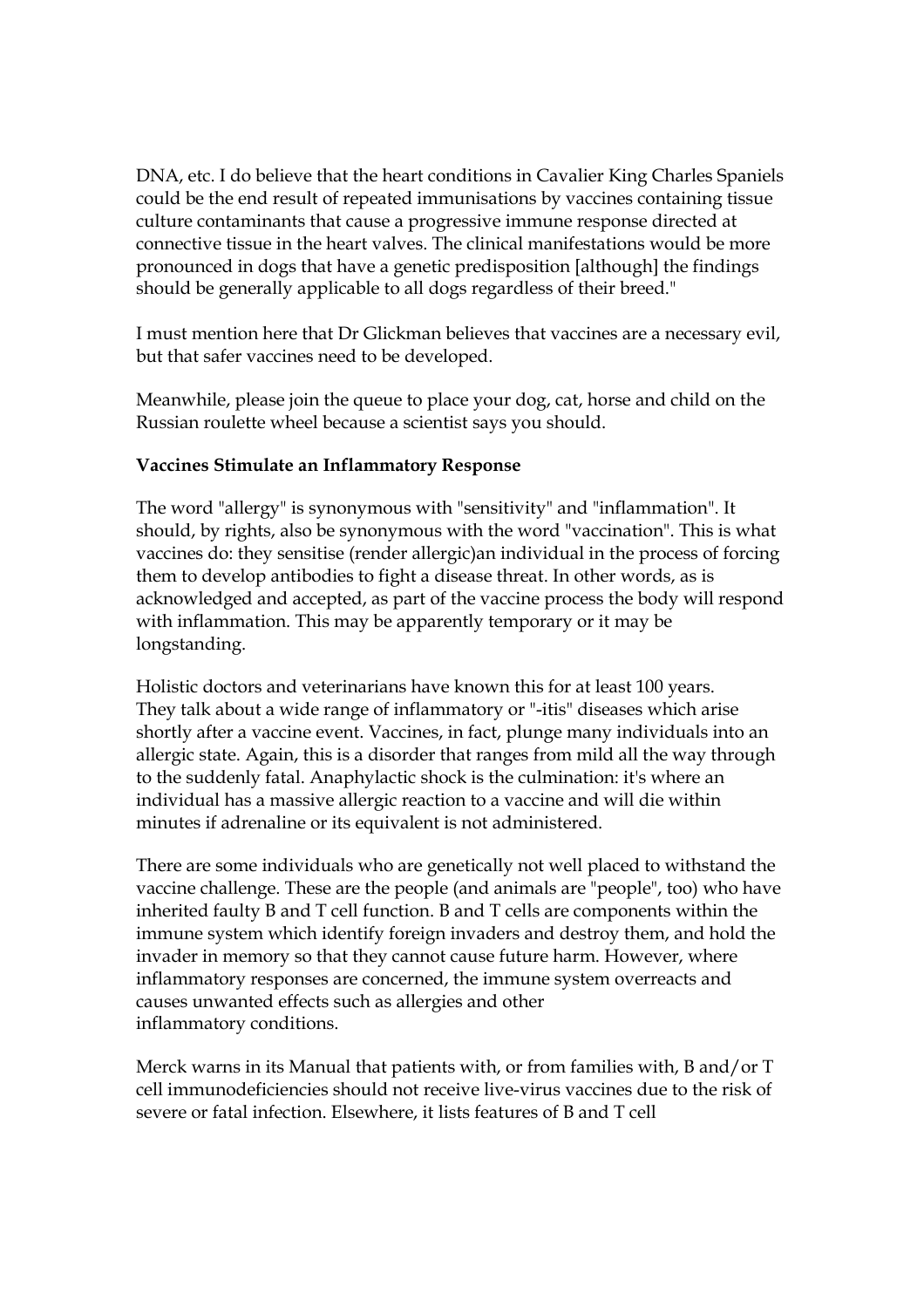DNA, etc. I do believe that the heart conditions in Cavalier King Charles Spaniels could be the end result of repeated immunisations by vaccines containing tissue culture contaminants that cause a progressive immune response directed at connective tissue in the heart valves. The clinical manifestations would be more pronounced in dogs that have a genetic predisposition [although] the findings should be generally applicable to all dogs regardless of their breed."

I must mention here that Dr Glickman believes that vaccines are a necessary evil, but that safer vaccines need to be developed.

Meanwhile, please join the queue to place your dog, cat, horse and child on the Russian roulette wheel because a scientist says you should.

**Vaccines Stimulate an Inflammatory Response**

The word "allergy" is synonymous with "sensitivity" and "inflammation". It should, by rights, also be synonymous with the word "vaccination". This is what vaccines do: they sensitise (render allergic)an individual in the process of forcing them to develop antibodies to fight a disease threat. In other words, as is acknowledged and accepted, as part of the vaccine process the body will respond with inflammation. This may be apparently temporary or it may be longstanding.

Holistic doctors and veterinarians have known this for at least 100 years. They talk about a wide range of inflammatory or "-itis" diseases which arise shortly after a vaccine event. Vaccines, in fact, plunge many individuals into an allergic state. Again, this is a disorder that ranges from mild all the way through to the suddenly fatal. Anaphylactic shock is the culmination: it's where an individual has a massive allergic reaction to a vaccine and will die within minutes if adrenaline or its equivalent is not administered.

There are some individuals who are genetically not well placed to withstand the vaccine challenge. These are the people (and animals are "people", too) who have inherited faulty B and T cell function. B and T cells are components within the immune system which identify foreign invaders and destroy them, and hold the invader in memory so that they cannot cause future harm. However, where inflammatory responses are concerned, the immune system overreacts and causes unwanted effects such as allergies and other inflammatory conditions.

Merck warns in its Manual that patients with, or from families with, B and/or T cell immunodeficiencies should not receive live-virus vaccines due to the risk of severe or fatal infection. Elsewhere, it lists features of B and T cell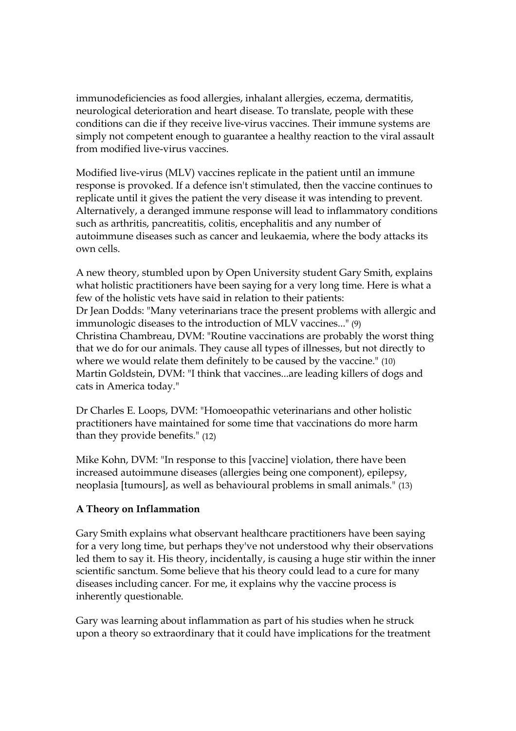immunodeficiencies as food allergies, inhalant allergies, eczema, dermatitis, neurological deterioration and heart disease. To translate, people with these conditions can die if they receive live-virus vaccines. Their immune systems are simply not competent enough to guarantee a healthy reaction to the viral assault from modified live-virus vaccines.

Modified live-virus (MLV) vaccines replicate in the patient until an immune response is provoked. If a defence isn't stimulated, then the vaccine continues to replicate until it gives the patient the very disease it was intending to prevent. Alternatively, a deranged immune response will lead to inflammatory conditions such as arthritis, pancreatitis, colitis, encephalitis and any number of autoimmune diseases such as cancer and leukaemia, where the body attacks its own cells.

A new theory, stumbled upon by Open University student Gary Smith, explains what holistic practitioners have been saying for a very long time. Here is what a few of the holistic vets have said in relation to their patients:
Dr Jean Dodds: "Many veterinarians trace the present problems with allergic and immunologic diseases to the introduction of MLV vaccines..." (9)
Christina Chambreau, DVM: "Routine vaccinations are probably the worst thing that we do for our animals. They cause all types of illnesses, but not directly to where we would relate them definitely to be caused by the vaccine." (10)
Martin Goldstein, DVM: "I think that vaccines...are leading killers of dogs and cats in America today."

Dr Charles E. Loops, DVM: "Homoeopathic veterinarians and other holistic practitioners have maintained for some time that vaccinations do more harm than they provide benefits." (12)

Mike Kohn, DVM: "In response to this [vaccine] violation, there have been increased autoimmune diseases (allergies being one component), epilepsy, neoplasia [tumours], as well as behavioural problems in small animals." (13)

**A Theory on Inflammation**

Gary Smith explains what observant healthcare practitioners have been saying for a very long time, but perhaps they've not understood why their observations led them to say it. His theory, incidentally, is causing a huge stir within the inner scientific sanctum. Some believe that his theory could lead to a cure for many diseases including cancer. For me, it explains why the vaccine process is inherently questionable.

Gary was learning about inflammation as part of his studies when he struck upon a theory so extraordinary that it could have implications for the treatment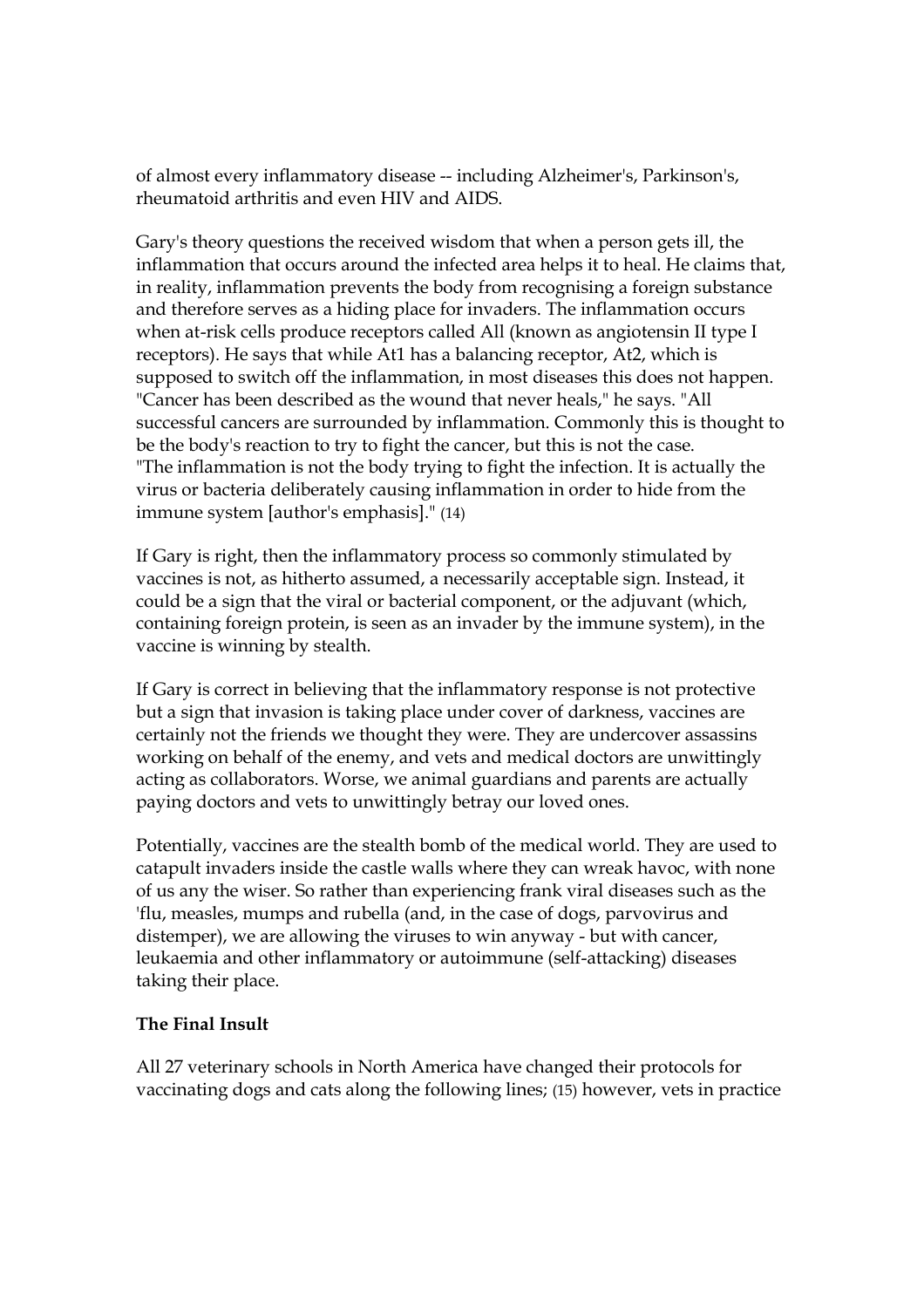of almost every inflammatory disease -- including Alzheimer's, Parkinson's, rheumatoid arthritis and even HIV and AIDS.

Gary's theory questions the received wisdom that when a person gets ill, the inflammation that occurs around the infected area helps it to heal. He claims that, in reality, inflammation prevents the body from recognising a foreign substance and therefore serves as a hiding place for invaders. The inflammation occurs when at-risk cells produce receptors called All (known as angiotensin II type I receptors). He says that while At1 has a balancing receptor, At2, which is supposed to switch off the inflammation, in most diseases this does not happen. "Cancer has been described as the wound that never heals," he says. "All successful cancers are surrounded by inflammation. Commonly this is thought to be the body's reaction to try to fight the cancer, but this is not the case. "The inflammation is not the body trying to fight the infection. It is actually the virus or bacteria deliberately causing inflammation in order to hide from the immune system [author's emphasis]." (14)

If Gary is right, then the inflammatory process so commonly stimulated by vaccines is not, as hitherto assumed, a necessarily acceptable sign. Instead, it could be a sign that the viral or bacterial component, or the adjuvant (which, containing foreign protein, is seen as an invader by the immune system), in the vaccine is winning by stealth.

If Gary is correct in believing that the inflammatory response is not protective but a sign that invasion is taking place under cover of darkness, vaccines are certainly not the friends we thought they were. They are undercover assassins working on behalf of the enemy, and vets and medical doctors are unwittingly acting as collaborators. Worse, we animal guardians and parents are actually paying doctors and vets to unwittingly betray our loved ones.

Potentially, vaccines are the stealth bomb of the medical world. They are used to catapult invaders inside the castle walls where they can wreak havoc, with none of us any the wiser. So rather than experiencing frank viral diseases such as the 'flu, measles, mumps and rubella (and, in the case of dogs, parvovirus and distemper), we are allowing the viruses to win anyway - but with cancer, leukaemia and other inflammatory or autoimmune (self-attacking) diseases taking their place.

**The Final Insult**

All 27 veterinary schools in North America have changed their protocols for vaccinating dogs and cats along the following lines; (15) however, vets in practice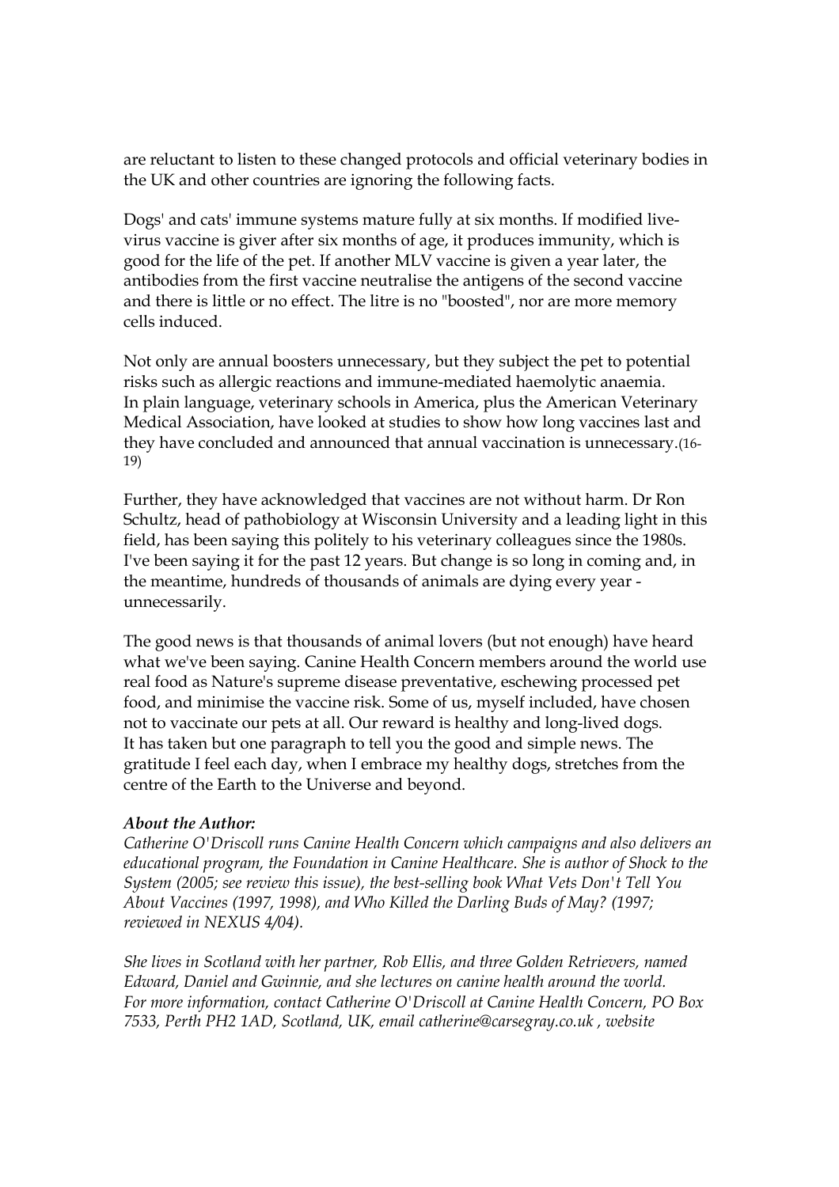are reluctant to listen to these changed protocols and official veterinary bodies in the UK and other countries are ignoring the following facts.

Dogs' and cats' immune systems mature fully at six months. If modified live-virus vaccine is giver after six months of age, it produces immunity, which is good for the life of the pet. If another MLV vaccine is given a year later, the antibodies from the first vaccine neutralise the antigens of the second vaccine and there is little or no effect. The litre is no "boosted", nor are more memory cells induced.

Not only are annual boosters unnecessary, but they subject the pet to potential risks such as allergic reactions and immune-mediated haemolytic anaemia.
In plain language, veterinary schools in America, plus the American Veterinary Medical Association, have looked at studies to show how long vaccines last and they have concluded and announced that annual vaccination is unnecessary.(16-19)

Further, they have acknowledged that vaccines are not without harm. Dr Ron Schultz, head of pathobiology at Wisconsin University and a leading light in this field, has been saying this politely to his veterinary colleagues since the 1980s. I've been saying it for the past 12 years. But change is so long in coming and, in the meantime, hundreds of thousands of animals are dying every year - unnecessarily.

The good news is that thousands of animal lovers (but not enough) have heard what we've been saying. Canine Health Concern members around the world use real food as Nature's supreme disease preventative, eschewing processed pet food, and minimise the vaccine risk. Some of us, myself included, have chosen not to vaccinate our pets at all. Our reward is healthy and long-lived dogs.
It has taken but one paragraph to tell you the good and simple news. The gratitude I feel each day, when I embrace my healthy dogs, stretches from the centre of the Earth to the Universe and beyond.

***About the Author:***
*Catherine O'Driscoll runs Canine Health Concern which campaigns and also delivers an educational program, the Foundation in Canine Healthcare. She is author of Shock to the System (2005; see review this issue), the best-selling book What Vets Don't Tell You About Vaccines (1997, 1998), and Who Killed the Darling Buds of May? (1997; reviewed in NEXUS 4/04).*

*She lives in Scotland with her partner, Rob Ellis, and three Golden Retrievers, named Edward, Daniel and Gwinnie, and she lectures on canine health around the world.
For more information, contact Catherine O'Driscoll at Canine Health Concern, PO Box 7533, Perth PH2 1AD, Scotland, UK, email catherine@carsegray.co.uk , website*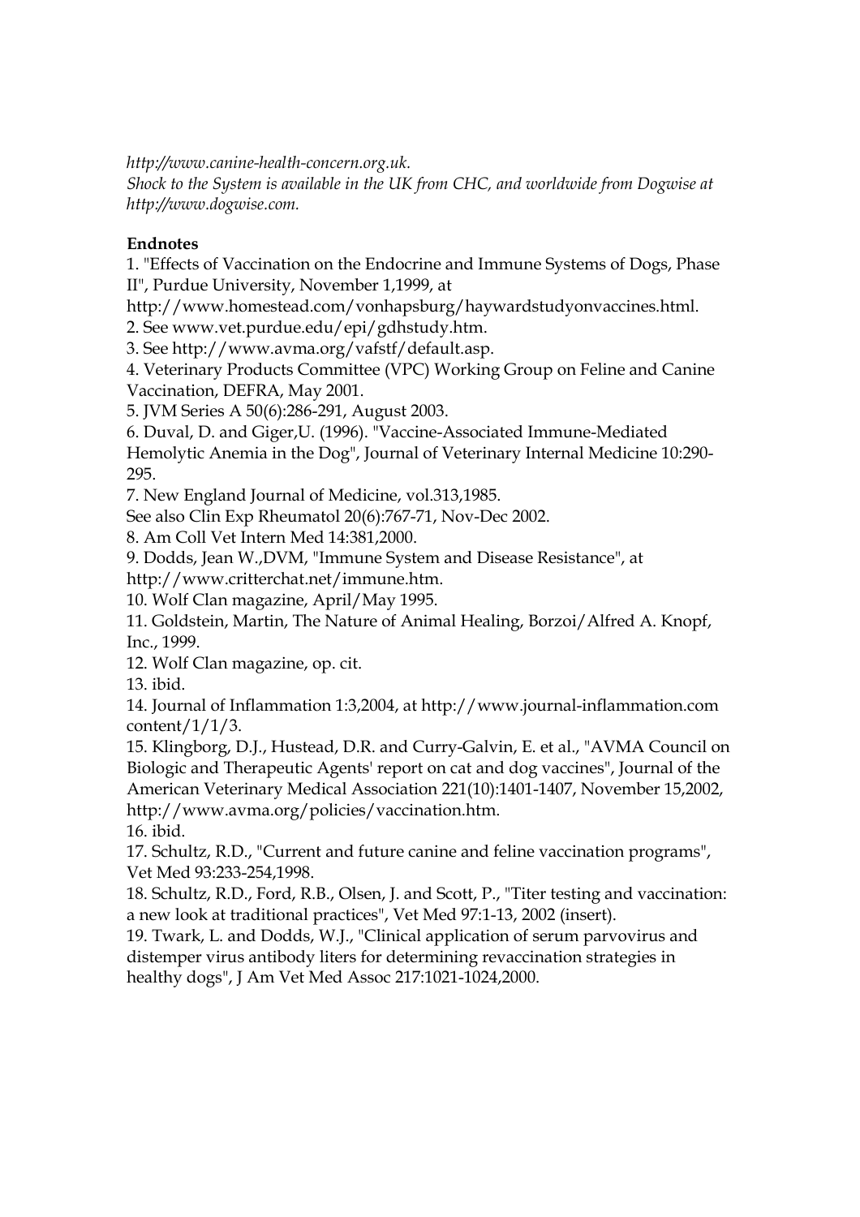*http://www.canine-health-concern.org.uk.*
*Shock to the System is available in the UK from CHC, and worldwide from Dogwise at http://www.dogwise.com.*

**Endnotes**

1. "Effects of Vaccination on the Endocrine and Immune Systems of Dogs, Phase II", Purdue University, November 1,1999, at http://www.homestead.com/vonhapsburg/haywardstudyonvaccines.html.
2. See www.vet.purdue.edu/epi/gdhstudy.htm.
3. See http://www.avma.org/vafstf/default.asp.
4. Veterinary Products Committee (VPC) Working Group on Feline and Canine Vaccination, DEFRA, May 2001.
5. JVM Series A 50(6):286-291, August 2003.
6. Duval, D. and Giger,U. (1996). "Vaccine-Associated Immune-Mediated Hemolytic Anemia in the Dog", Journal of Veterinary Internal Medicine 10:290-295.
7. New England Journal of Medicine, vol.313,1985.
   See also Clin Exp Rheumatol 20(6):767-71, Nov-Dec 2002.
8. Am Coll Vet Intern Med 14:381,2000.
9. Dodds, Jean W.,DVM, "Immune System and Disease Resistance", at http://www.critterchat.net/immune.htm.
10. Wolf Clan magazine, April/May 1995.
11. Goldstein, Martin, The Nature of Animal Healing, Borzoi/Alfred A. Knopf, Inc., 1999.
12. Wolf Clan magazine, op. cit.
13. ibid.
14. Journal of Inflammation 1:3,2004, at http://www.journal-inflammation.com content/1/1/3.
15. Klingborg, D.J., Hustead, D.R. and Curry-Galvin, E. et al., "AVMA Council on Biologic and Therapeutic Agents' report on cat and dog vaccines", Journal of the American Veterinary Medical Association 221(10):1401-1407, November 15,2002, http://www.avma.org/policies/vaccination.htm.
16. ibid.
17. Schultz, R.D., "Current and future canine and feline vaccination programs", Vet Med 93:233-254,1998.
18. Schultz, R.D., Ford, R.B., Olsen, J. and Scott, P., "Titer testing and vaccination: a new look at traditional practices", Vet Med 97:1-13, 2002 (insert).
19. Twark, L. and Dodds, W.J., "Clinical application of serum parvovirus and distemper virus antibody liters for determining revaccination strategies in healthy dogs", J Am Vet Med Assoc 217:1021-1024,2000.